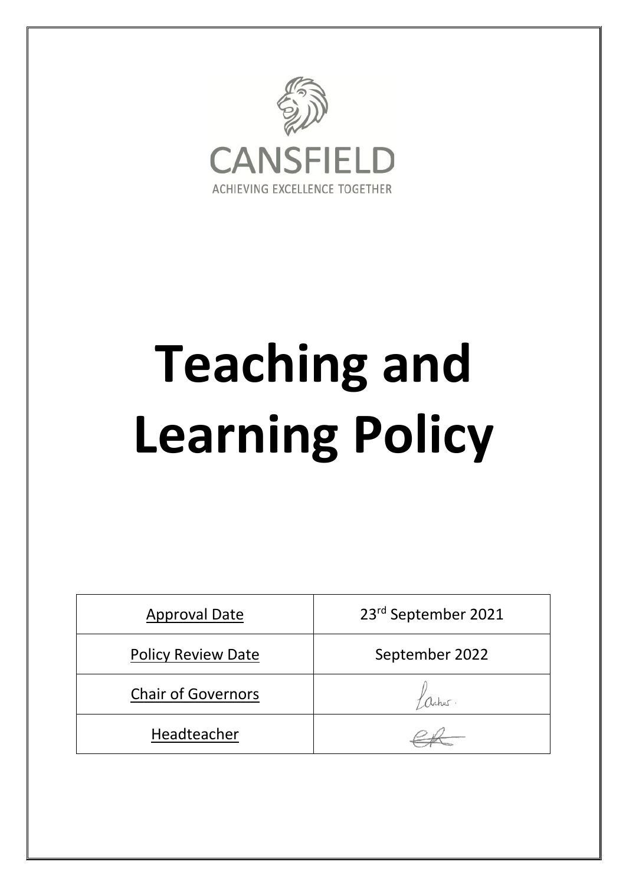CANSFIELD

ACHIEVING EXCELLENCE TOGETHER

# Teaching and Learning Policy

| | |
|---|---|
| Approval Date | 23rd September 2021 |
| Policy Review Date | September 2022 |
| Chair of Governors | |
| Headteacher | |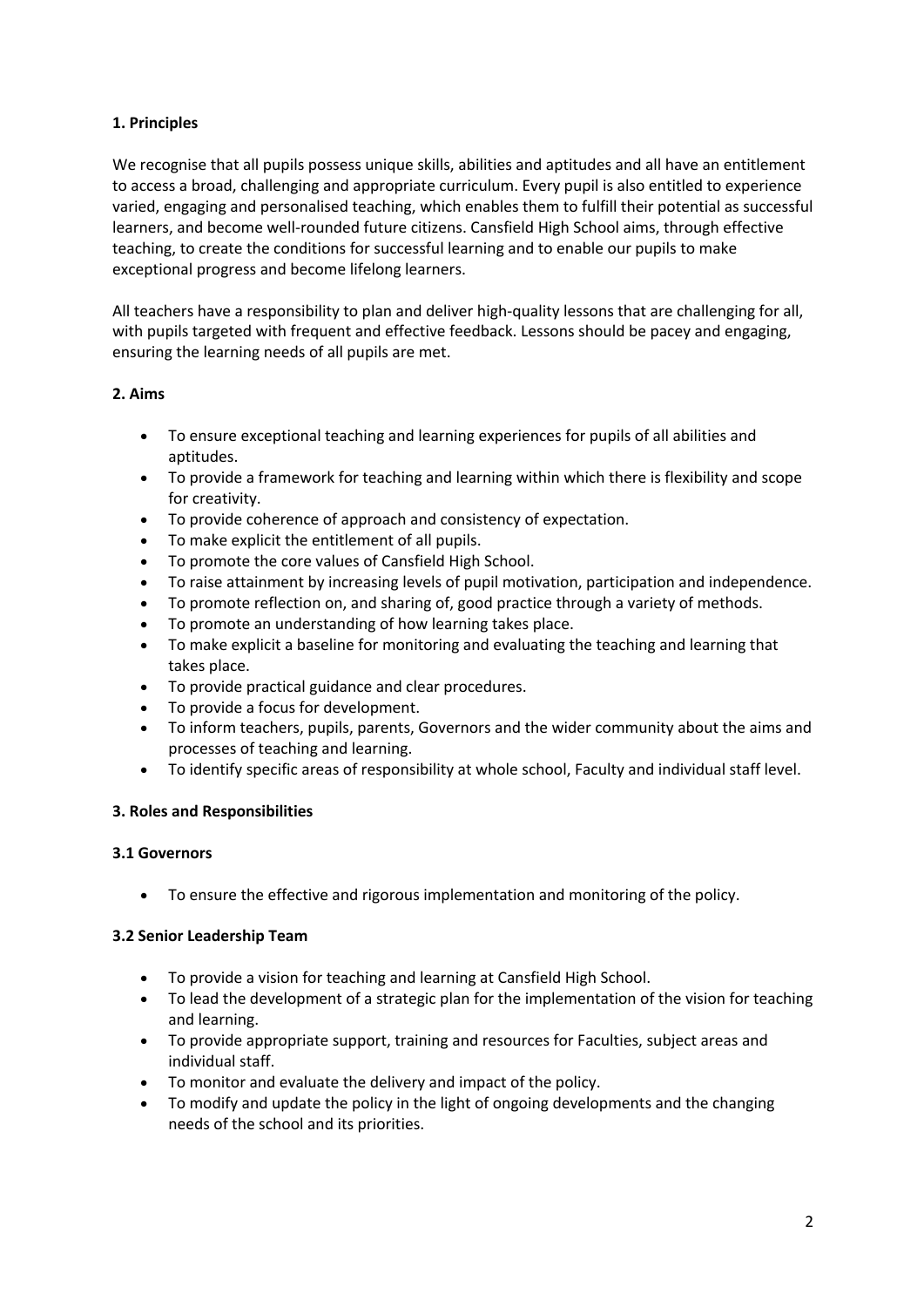## 1. Principles

We recognise that all pupils possess unique skills, abilities and aptitudes and all have an entitlement to access a broad, challenging and appropriate curriculum. Every pupil is also entitled to experience varied, engaging and personalised teaching, which enables them to fulfill their potential as successful learners, and become well-rounded future citizens. Cansfield High School aims, through effective teaching, to create the conditions for successful learning and to enable our pupils to make exceptional progress and become lifelong learners.

All teachers have a responsibility to plan and deliver high-quality lessons that are challenging for all, with pupils targeted with frequent and effective feedback. Lessons should be pacey and engaging, ensuring the learning needs of all pupils are met.

## 2. Aims

- To ensure exceptional teaching and learning experiences for pupils of all abilities and aptitudes.
- To provide a framework for teaching and learning within which there is flexibility and scope for creativity.
- To provide coherence of approach and consistency of expectation.
- To make explicit the entitlement of all pupils.
- To promote the core values of Cansfield High School.
- To raise attainment by increasing levels of pupil motivation, participation and independence.
- To promote reflection on, and sharing of, good practice through a variety of methods.
- To promote an understanding of how learning takes place.
- To make explicit a baseline for monitoring and evaluating the teaching and learning that takes place.
- To provide practical guidance and clear procedures.
- To provide a focus for development.
- To inform teachers, pupils, parents, Governors and the wider community about the aims and processes of teaching and learning.
- To identify specific areas of responsibility at whole school, Faculty and individual staff level.

## 3. Roles and Responsibilities

### 3.1 Governors

- To ensure the effective and rigorous implementation and monitoring of the policy.

### 3.2 Senior Leadership Team

- To provide a vision for teaching and learning at Cansfield High School.
- To lead the development of a strategic plan for the implementation of the vision for teaching and learning.
- To provide appropriate support, training and resources for Faculties, subject areas and individual staff.
- To monitor and evaluate the delivery and impact of the policy.
- To modify and update the policy in the light of ongoing developments and the changing needs of the school and its priorities.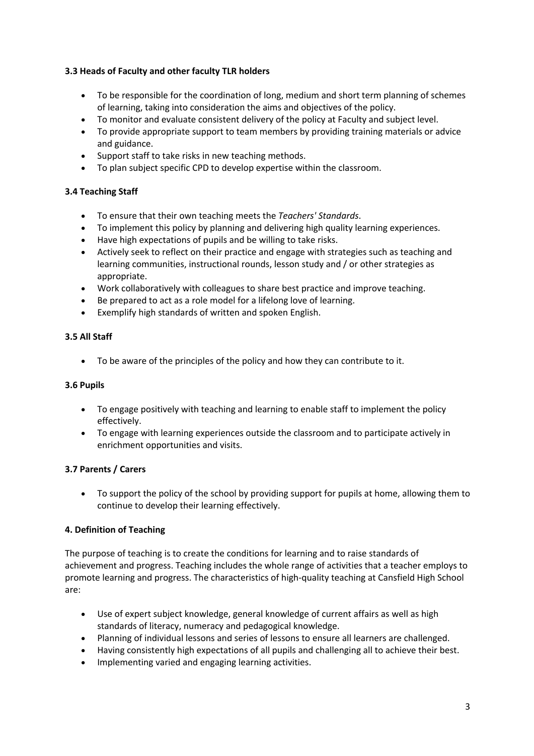### 3.3 Heads of Faculty and other faculty TLR holders

- To be responsible for the coordination of long, medium and short term planning of schemes of learning, taking into consideration the aims and objectives of the policy.
- To monitor and evaluate consistent delivery of the policy at Faculty and subject level.
- To provide appropriate support to team members by providing training materials or advice and guidance.
- Support staff to take risks in new teaching methods.
- To plan subject specific CPD to develop expertise within the classroom.

### 3.4 Teaching Staff

- To ensure that their own teaching meets the *Teachers' Standards*.
- To implement this policy by planning and delivering high quality learning experiences.
- Have high expectations of pupils and be willing to take risks.
- Actively seek to reflect on their practice and engage with strategies such as teaching and learning communities, instructional rounds, lesson study and / or other strategies as appropriate.
- Work collaboratively with colleagues to share best practice and improve teaching.
- Be prepared to act as a role model for a lifelong love of learning.
- Exemplify high standards of written and spoken English.

### 3.5 All Staff

- To be aware of the principles of the policy and how they can contribute to it.

### 3.6 Pupils

- To engage positively with teaching and learning to enable staff to implement the policy effectively.
- To engage with learning experiences outside the classroom and to participate actively in enrichment opportunities and visits.

### 3.7 Parents / Carers

- To support the policy of the school by providing support for pupils at home, allowing them to continue to develop their learning effectively.

## 4. Definition of Teaching

The purpose of teaching is to create the conditions for learning and to raise standards of achievement and progress. Teaching includes the whole range of activities that a teacher employs to promote learning and progress. The characteristics of high-quality teaching at Cansfield High School are:

- Use of expert subject knowledge, general knowledge of current affairs as well as high standards of literacy, numeracy and pedagogical knowledge.
- Planning of individual lessons and series of lessons to ensure all learners are challenged.
- Having consistently high expectations of all pupils and challenging all to achieve their best.
- Implementing varied and engaging learning activities.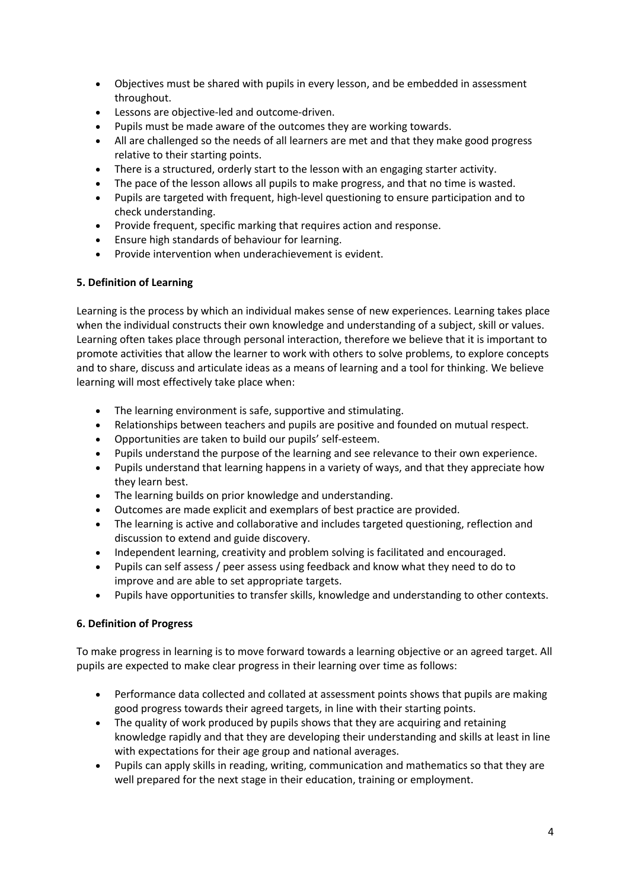- Objectives must be shared with pupils in every lesson, and be embedded in assessment throughout.
- Lessons are objective-led and outcome-driven.
- Pupils must be made aware of the outcomes they are working towards.
- All are challenged so the needs of all learners are met and that they make good progress relative to their starting points.
- There is a structured, orderly start to the lesson with an engaging starter activity.
- The pace of the lesson allows all pupils to make progress, and that no time is wasted.
- Pupils are targeted with frequent, high-level questioning to ensure participation and to check understanding.
- Provide frequent, specific marking that requires action and response.
- Ensure high standards of behaviour for learning.
- Provide intervention when underachievement is evident.

**5. Definition of Learning**

Learning is the process by which an individual makes sense of new experiences. Learning takes place when the individual constructs their own knowledge and understanding of a subject, skill or values. Learning often takes place through personal interaction, therefore we believe that it is important to promote activities that allow the learner to work with others to solve problems, to explore concepts and to share, discuss and articulate ideas as a means of learning and a tool for thinking. We believe learning will most effectively take place when:

- The learning environment is safe, supportive and stimulating.
- Relationships between teachers and pupils are positive and founded on mutual respect.
- Opportunities are taken to build our pupils' self-esteem.
- Pupils understand the purpose of the learning and see relevance to their own experience.
- Pupils understand that learning happens in a variety of ways, and that they appreciate how they learn best.
- The learning builds on prior knowledge and understanding.
- Outcomes are made explicit and exemplars of best practice are provided.
- The learning is active and collaborative and includes targeted questioning, reflection and discussion to extend and guide discovery.
- Independent learning, creativity and problem solving is facilitated and encouraged.
- Pupils can self assess / peer assess using feedback and know what they need to do to improve and are able to set appropriate targets.
- Pupils have opportunities to transfer skills, knowledge and understanding to other contexts.

**6. Definition of Progress**

To make progress in learning is to move forward towards a learning objective or an agreed target. All pupils are expected to make clear progress in their learning over time as follows:

- Performance data collected and collated at assessment points shows that pupils are making good progress towards their agreed targets, in line with their starting points.
- The quality of work produced by pupils shows that they are acquiring and retaining knowledge rapidly and that they are developing their understanding and skills at least in line with expectations for their age group and national averages.
- Pupils can apply skills in reading, writing, communication and mathematics so that they are well prepared for the next stage in their education, training or employment.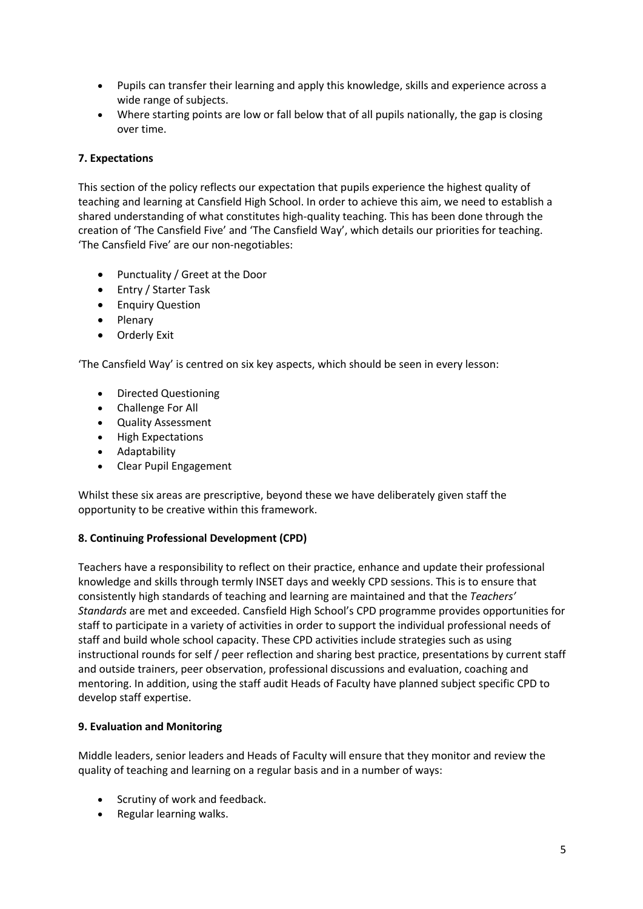- Pupils can transfer their learning and apply this knowledge, skills and experience across a wide range of subjects.
- Where starting points are low or fall below that of all pupils nationally, the gap is closing over time.

**7. Expectations**

This section of the policy reflects our expectation that pupils experience the highest quality of teaching and learning at Cansfield High School. In order to achieve this aim, we need to establish a shared understanding of what constitutes high-quality teaching. This has been done through the creation of 'The Cansfield Five' and 'The Cansfield Way', which details our priorities for teaching. 'The Cansfield Five' are our non-negotiables:

- Punctuality / Greet at the Door
- Entry / Starter Task
- Enquiry Question
- Plenary
- Orderly Exit

'The Cansfield Way' is centred on six key aspects, which should be seen in every lesson:

- Directed Questioning
- Challenge For All
- Quality Assessment
- High Expectations
- Adaptability
- Clear Pupil Engagement

Whilst these six areas are prescriptive, beyond these we have deliberately given staff the opportunity to be creative within this framework.

**8. Continuing Professional Development (CPD)**

Teachers have a responsibility to reflect on their practice, enhance and update their professional knowledge and skills through termly INSET days and weekly CPD sessions. This is to ensure that consistently high standards of teaching and learning are maintained and that the *Teachers' Standards* are met and exceeded. Cansfield High School's CPD programme provides opportunities for staff to participate in a variety of activities in order to support the individual professional needs of staff and build whole school capacity. These CPD activities include strategies such as using instructional rounds for self / peer reflection and sharing best practice, presentations by current staff and outside trainers, peer observation, professional discussions and evaluation, coaching and mentoring. In addition, using the staff audit Heads of Faculty have planned subject specific CPD to develop staff expertise.

**9. Evaluation and Monitoring**

Middle leaders, senior leaders and Heads of Faculty will ensure that they monitor and review the quality of teaching and learning on a regular basis and in a number of ways:

- Scrutiny of work and feedback.
- Regular learning walks.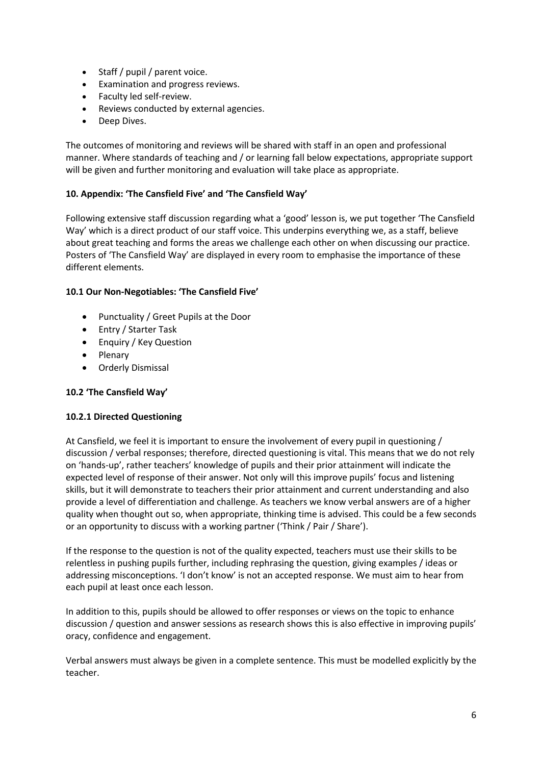- Staff / pupil / parent voice.
- Examination and progress reviews.
- Faculty led self-review.
- Reviews conducted by external agencies.
- Deep Dives.

The outcomes of monitoring and reviews will be shared with staff in an open and professional manner. Where standards of teaching and / or learning fall below expectations, appropriate support will be given and further monitoring and evaluation will take place as appropriate.

### 10. Appendix: 'The Cansfield Five' and 'The Cansfield Way'

Following extensive staff discussion regarding what a 'good' lesson is, we put together 'The Cansfield Way' which is a direct product of our staff voice. This underpins everything we, as a staff, believe about great teaching and forms the areas we challenge each other on when discussing our practice. Posters of 'The Cansfield Way' are displayed in every room to emphasise the importance of these different elements.

#### 10.1 Our Non-Negotiables: 'The Cansfield Five'

- Punctuality / Greet Pupils at the Door
- Entry / Starter Task
- Enquiry / Key Question
- Plenary
- Orderly Dismissal

#### 10.2 'The Cansfield Way'

##### 10.2.1 Directed Questioning

At Cansfield, we feel it is important to ensure the involvement of every pupil in questioning / discussion / verbal responses; therefore, directed questioning is vital. This means that we do not rely on 'hands-up', rather teachers' knowledge of pupils and their prior attainment will indicate the expected level of response of their answer. Not only will this improve pupils' focus and listening skills, but it will demonstrate to teachers their prior attainment and current understanding and also provide a level of differentiation and challenge. As teachers we know verbal answers are of a higher quality when thought out so, when appropriate, thinking time is advised. This could be a few seconds or an opportunity to discuss with a working partner ('Think / Pair / Share').

If the response to the question is not of the quality expected, teachers must use their skills to be relentless in pushing pupils further, including rephrasing the question, giving examples / ideas or addressing misconceptions. 'I don't know' is not an accepted response. We must aim to hear from each pupil at least once each lesson.

In addition to this, pupils should be allowed to offer responses or views on the topic to enhance discussion / question and answer sessions as research shows this is also effective in improving pupils' oracy, confidence and engagement.

Verbal answers must always be given in a complete sentence. This must be modelled explicitly by the teacher.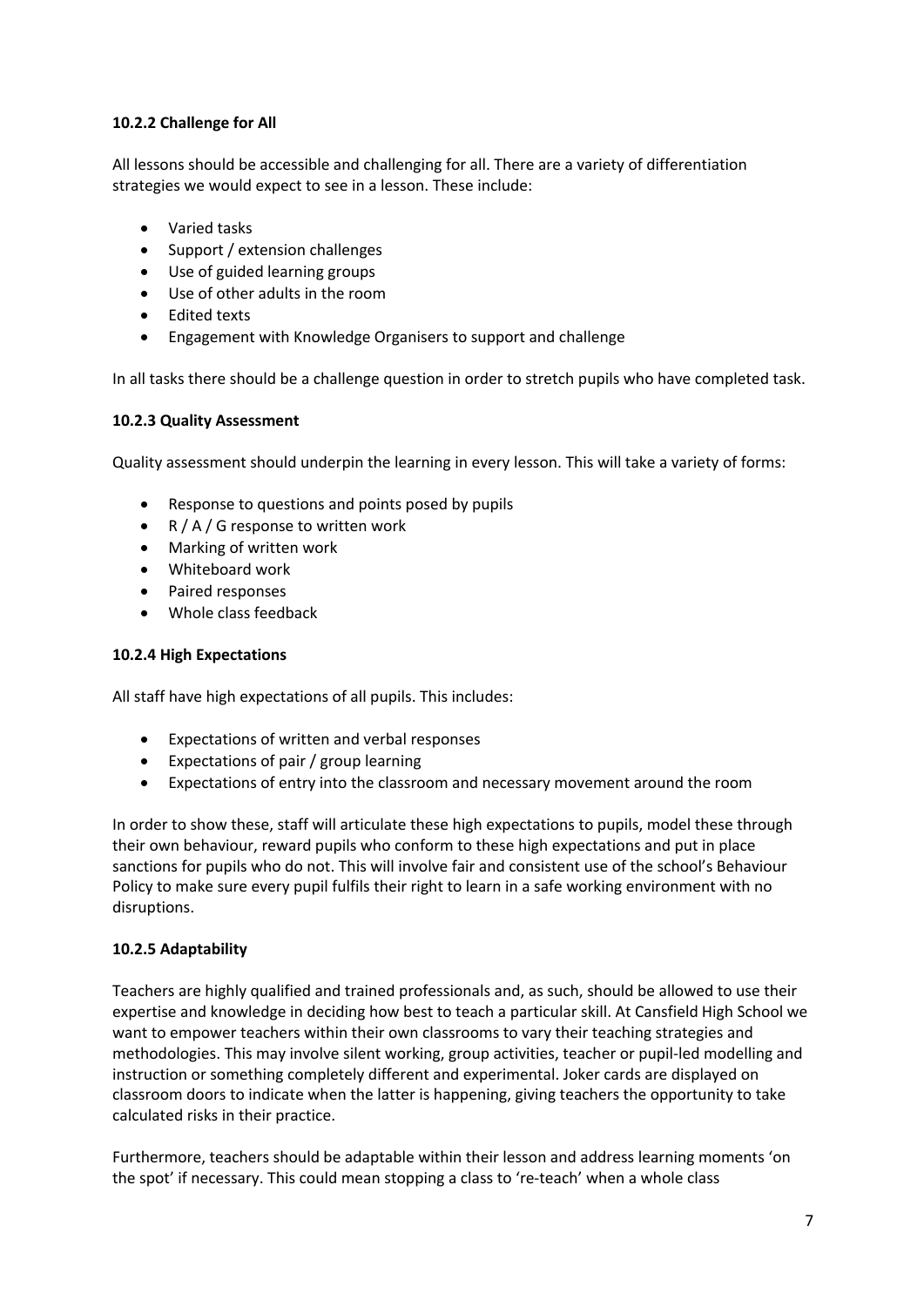#### 10.2.2 Challenge for All

All lessons should be accessible and challenging for all. There are a variety of differentiation strategies we would expect to see in a lesson. These include:

- Varied tasks
- Support / extension challenges
- Use of guided learning groups
- Use of other adults in the room
- Edited texts
- Engagement with Knowledge Organisers to support and challenge

In all tasks there should be a challenge question in order to stretch pupils who have completed task.

#### 10.2.3 Quality Assessment

Quality assessment should underpin the learning in every lesson. This will take a variety of forms:

- Response to questions and points posed by pupils
- R / A / G response to written work
- Marking of written work
- Whiteboard work
- Paired responses
- Whole class feedback

#### 10.2.4 High Expectations

All staff have high expectations of all pupils. This includes:

- Expectations of written and verbal responses
- Expectations of pair / group learning
- Expectations of entry into the classroom and necessary movement around the room

In order to show these, staff will articulate these high expectations to pupils, model these through their own behaviour, reward pupils who conform to these high expectations and put in place sanctions for pupils who do not. This will involve fair and consistent use of the school's Behaviour Policy to make sure every pupil fulfils their right to learn in a safe working environment with no disruptions.

#### 10.2.5 Adaptability

Teachers are highly qualified and trained professionals and, as such, should be allowed to use their expertise and knowledge in deciding how best to teach a particular skill. At Cansfield High School we want to empower teachers within their own classrooms to vary their teaching strategies and methodologies. This may involve silent working, group activities, teacher or pupil-led modelling and instruction or something completely different and experimental. Joker cards are displayed on classroom doors to indicate when the latter is happening, giving teachers the opportunity to take calculated risks in their practice.

Furthermore, teachers should be adaptable within their lesson and address learning moments 'on the spot' if necessary. This could mean stopping a class to 're-teach' when a whole class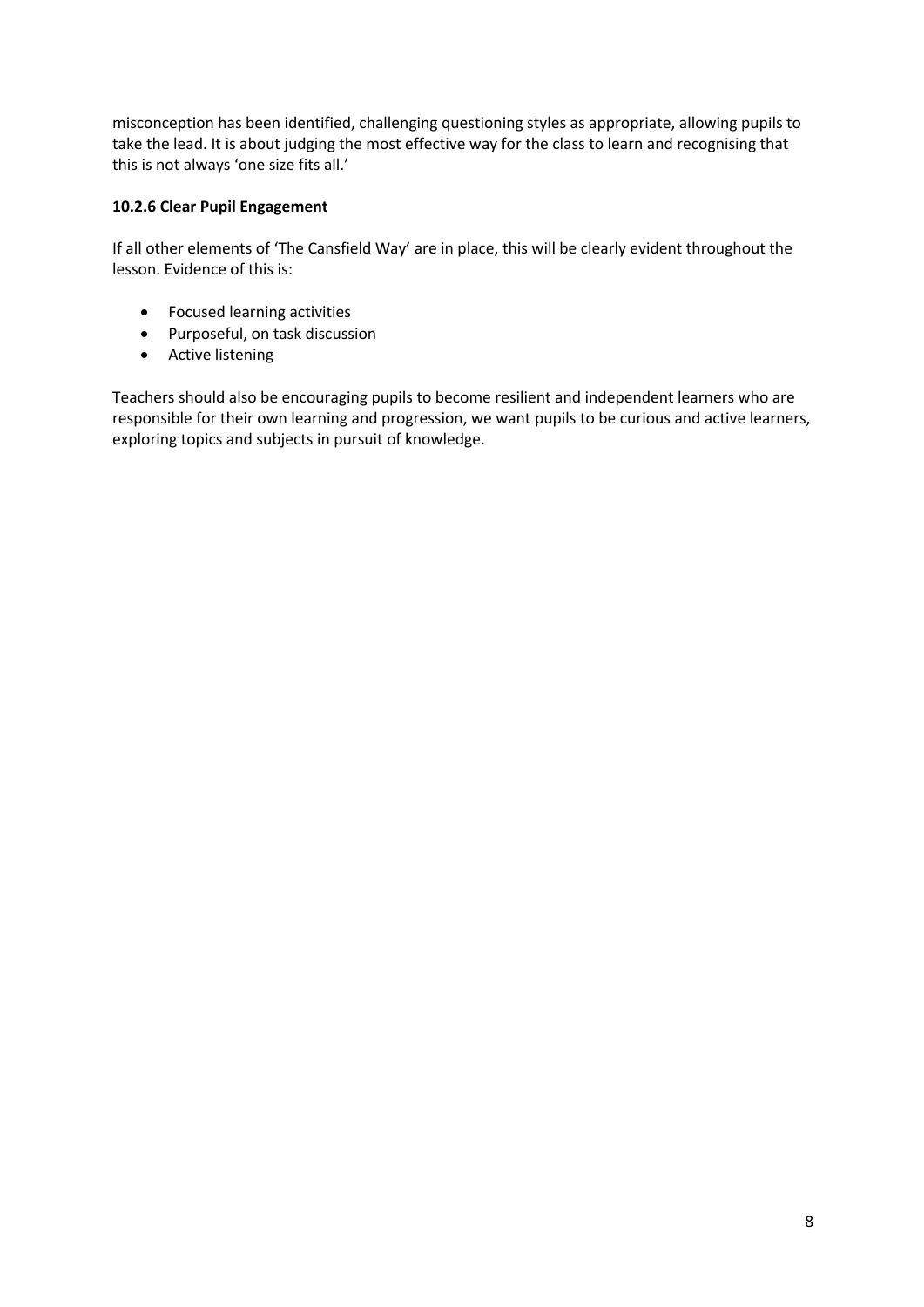misconception has been identified, challenging questioning styles as appropriate, allowing pupils to take the lead. It is about judging the most effective way for the class to learn and recognising that this is not always 'one size fits all.'

#### 10.2.6 Clear Pupil Engagement

If all other elements of 'The Cansfield Way' are in place, this will be clearly evident throughout the lesson. Evidence of this is:

- Focused learning activities
- Purposeful, on task discussion
- Active listening

Teachers should also be encouraging pupils to become resilient and independent learners who are responsible for their own learning and progression, we want pupils to be curious and active learners, exploring topics and subjects in pursuit of knowledge.